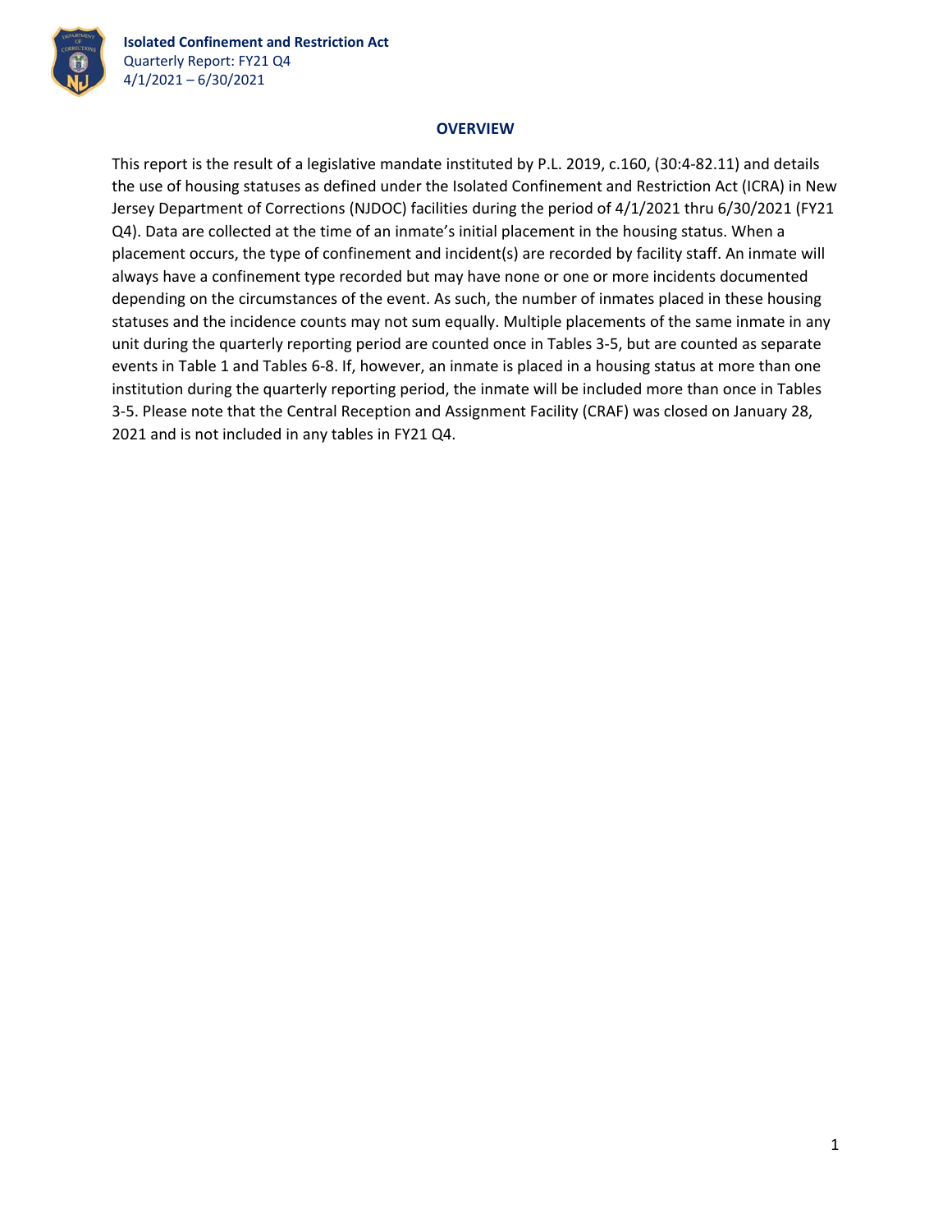**Isolated Confinement and Restriction Act**
Quarterly Report: FY21 Q4
4/1/2021 – 6/30/2021

## OVERVIEW

This report is the result of a legislative mandate instituted by P.L. 2019, c.160, (30:4-82.11) and details the use of housing statuses as defined under the Isolated Confinement and Restriction Act (ICRA) in New Jersey Department of Corrections (NJDOC) facilities during the period of 4/1/2021 thru 6/30/2021 (FY21 Q4). Data are collected at the time of an inmate's initial placement in the housing status. When a placement occurs, the type of confinement and incident(s) are recorded by facility staff. An inmate will always have a confinement type recorded but may have none or one or more incidents documented depending on the circumstances of the event. As such, the number of inmates placed in these housing statuses and the incidence counts may not sum equally. Multiple placements of the same inmate in any unit during the quarterly reporting period are counted once in Tables 3-5, but are counted as separate events in Table 1 and Tables 6-8. If, however, an inmate is placed in a housing status at more than one institution during the quarterly reporting period, the inmate will be included more than once in Tables 3-5. Please note that the Central Reception and Assignment Facility (CRAF) was closed on January 28, 2021 and is not included in any tables in FY21 Q4.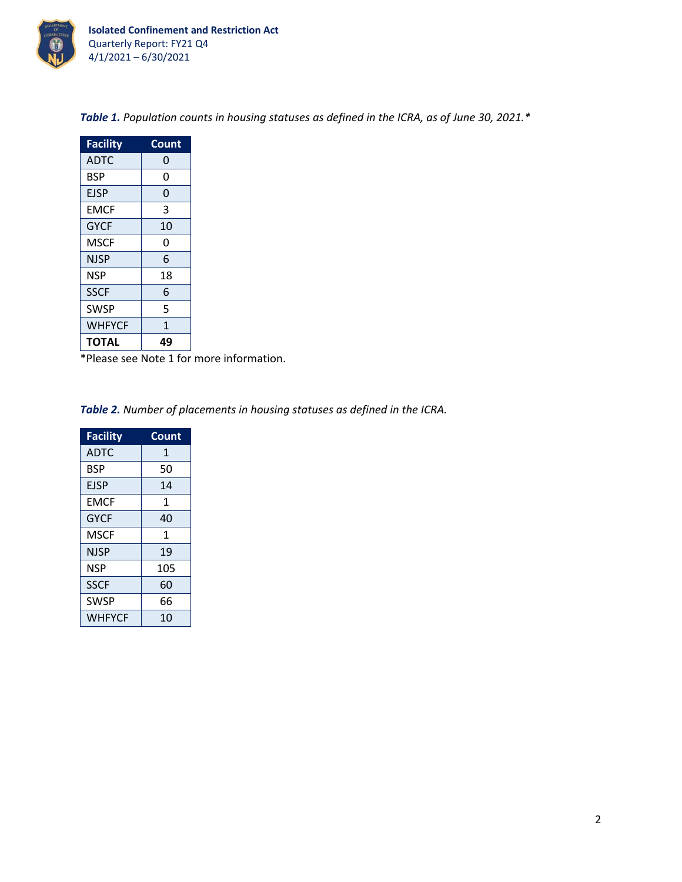***Table 1.*** *Population counts in housing statuses as defined in the ICRA, as of June 30, 2021.\**

| Facility | Count |
|---|---|
| ADTC | 0 |
| BSP | 0 |
| EJSP | 0 |
| EMCF | 3 |
| GYCF | 10 |
| MSCF | 0 |
| NJSP | 6 |
| NSP | 18 |
| SSCF | 6 |
| SWSP | 5 |
| WHFYCF | 1 |
| **TOTAL** | **49** |

*Please see Note 1 for more information.

***Table 2.*** *Number of placements in housing statuses as defined in the ICRA.*

| Facility | Count |
|---|---|
| ADTC | 1 |
| BSP | 50 |
| EJSP | 14 |
| EMCF | 1 |
| GYCF | 40 |
| MSCF | 1 |
| NJSP | 19 |
| NSP | 105 |
| SSCF | 60 |
| SWSP | 66 |
| WHFYCF | 10 |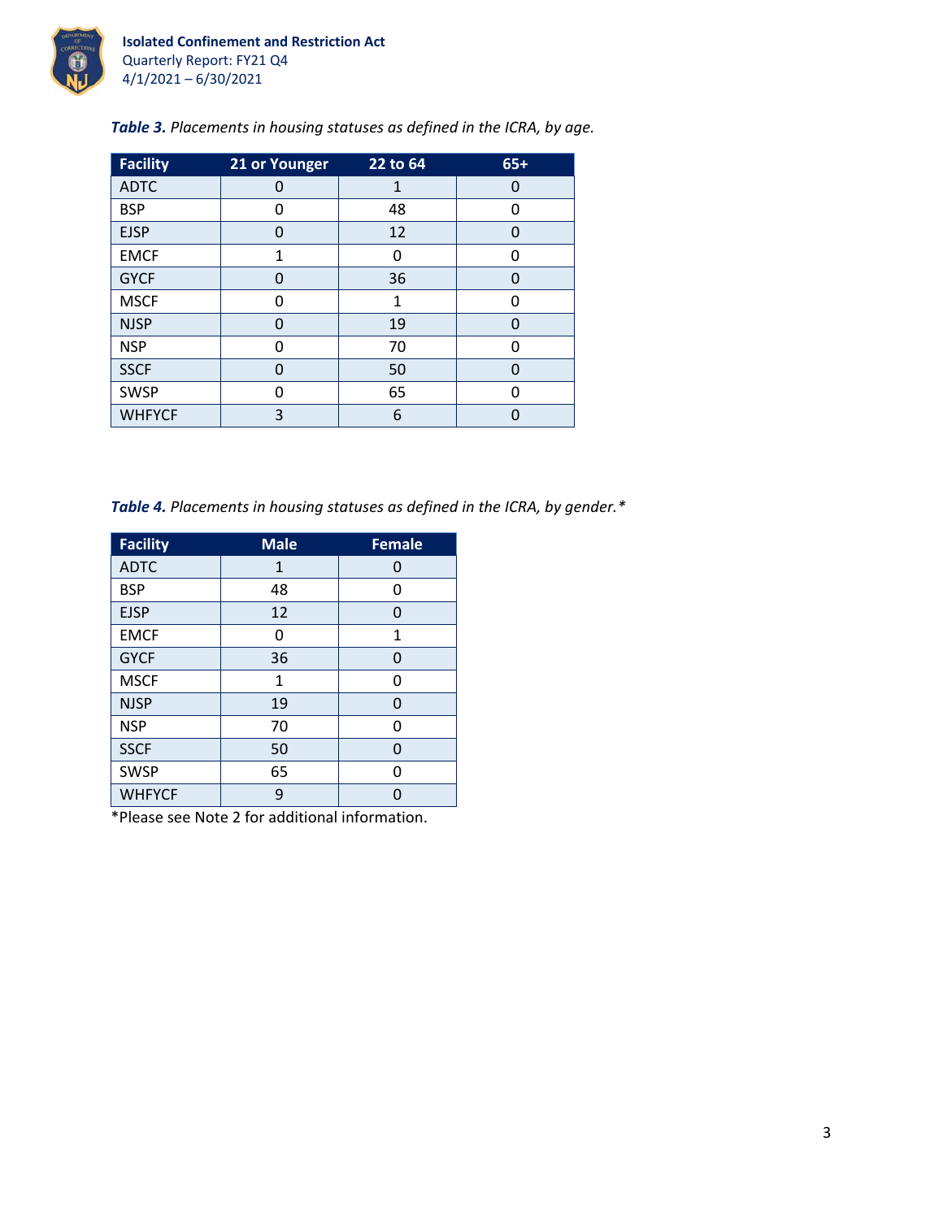*Table 3. Placements in housing statuses as defined in the ICRA, by age.*

| Facility | 21 or Younger | 22 to 64 | 65+ |
| --- | --- | --- | --- |
| ADTC | 0 | 1 | 0 |
| BSP | 0 | 48 | 0 |
| EJSP | 0 | 12 | 0 |
| EMCF | 1 | 0 | 0 |
| GYCF | 0 | 36 | 0 |
| MSCF | 0 | 1 | 0 |
| NJSP | 0 | 19 | 0 |
| NSP | 0 | 70 | 0 |
| SSCF | 0 | 50 | 0 |
| SWSP | 0 | 65 | 0 |
| WHFYCF | 3 | 6 | 0 |

*Table 4. Placements in housing statuses as defined in the ICRA, by gender.**

| Facility | Male | Female |
| --- | --- | --- |
| ADTC | 1 | 0 |
| BSP | 48 | 0 |
| EJSP | 12 | 0 |
| EMCF | 0 | 1 |
| GYCF | 36 | 0 |
| MSCF | 1 | 0 |
| NJSP | 19 | 0 |
| NSP | 70 | 0 |
| SSCF | 50 | 0 |
| SWSP | 65 | 0 |
| WHFYCF | 9 | 0 |

*Please see Note 2 for additional information.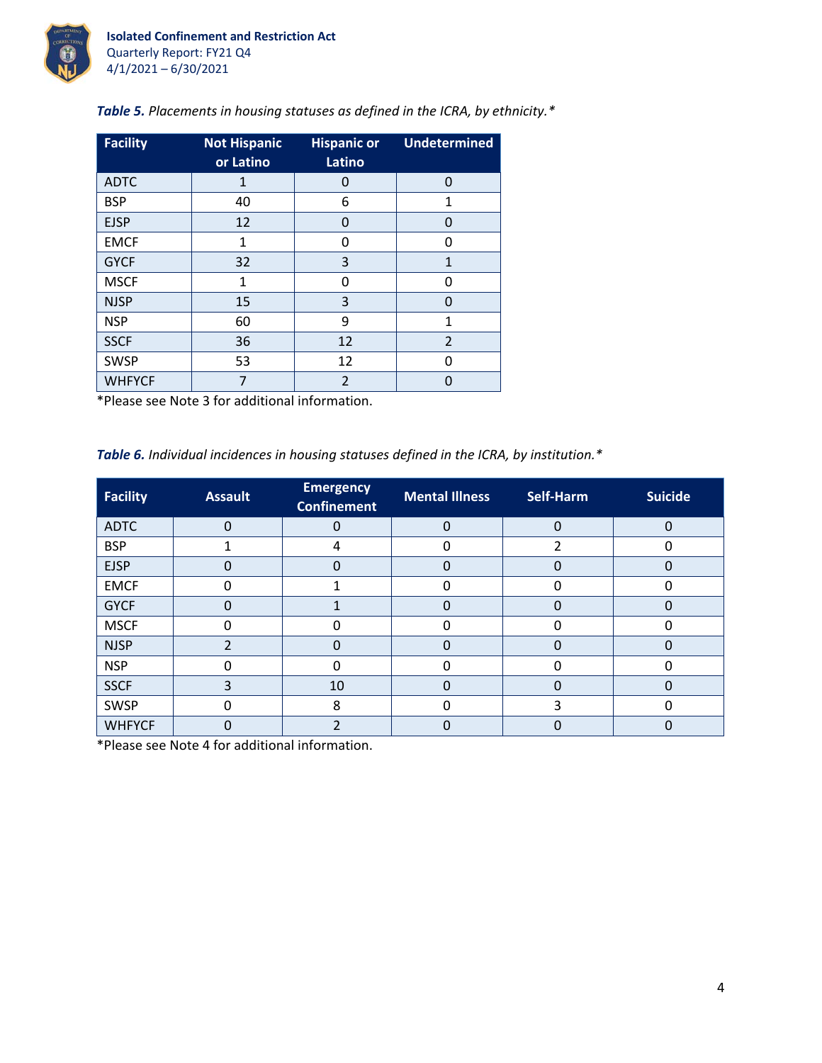*Table 5. Placements in housing statuses as defined in the ICRA, by ethnicity.**

| Facility | Not Hispanic or Latino | Hispanic or Latino | Undetermined |
|---|---|---|---|
| ADTC | 1 | 0 | 0 |
| BSP | 40 | 6 | 1 |
| EJSP | 12 | 0 | 0 |
| EMCF | 1 | 0 | 0 |
| GYCF | 32 | 3 | 1 |
| MSCF | 1 | 0 | 0 |
| NJSP | 15 | 3 | 0 |
| NSP | 60 | 9 | 1 |
| SSCF | 36 | 12 | 2 |
| SWSP | 53 | 12 | 0 |
| WHFYCF | 7 | 2 | 0 |

*Please see Note 3 for additional information.

*Table 6. Individual incidences in housing statuses defined in the ICRA, by institution.**

| Facility | Assault | Emergency Confinement | Mental Illness | Self-Harm | Suicide |
|---|---|---|---|---|---|
| ADTC | 0 | 0 | 0 | 0 | 0 |
| BSP | 1 | 4 | 0 | 2 | 0 |
| EJSP | 0 | 0 | 0 | 0 | 0 |
| EMCF | 0 | 1 | 0 | 0 | 0 |
| GYCF | 0 | 1 | 0 | 0 | 0 |
| MSCF | 0 | 0 | 0 | 0 | 0 |
| NJSP | 2 | 0 | 0 | 0 | 0 |
| NSP | 0 | 0 | 0 | 0 | 0 |
| SSCF | 3 | 10 | 0 | 0 | 0 |
| SWSP | 0 | 8 | 0 | 3 | 0 |
| WHFYCF | 0 | 2 | 0 | 0 | 0 |

*Please see Note 4 for additional information.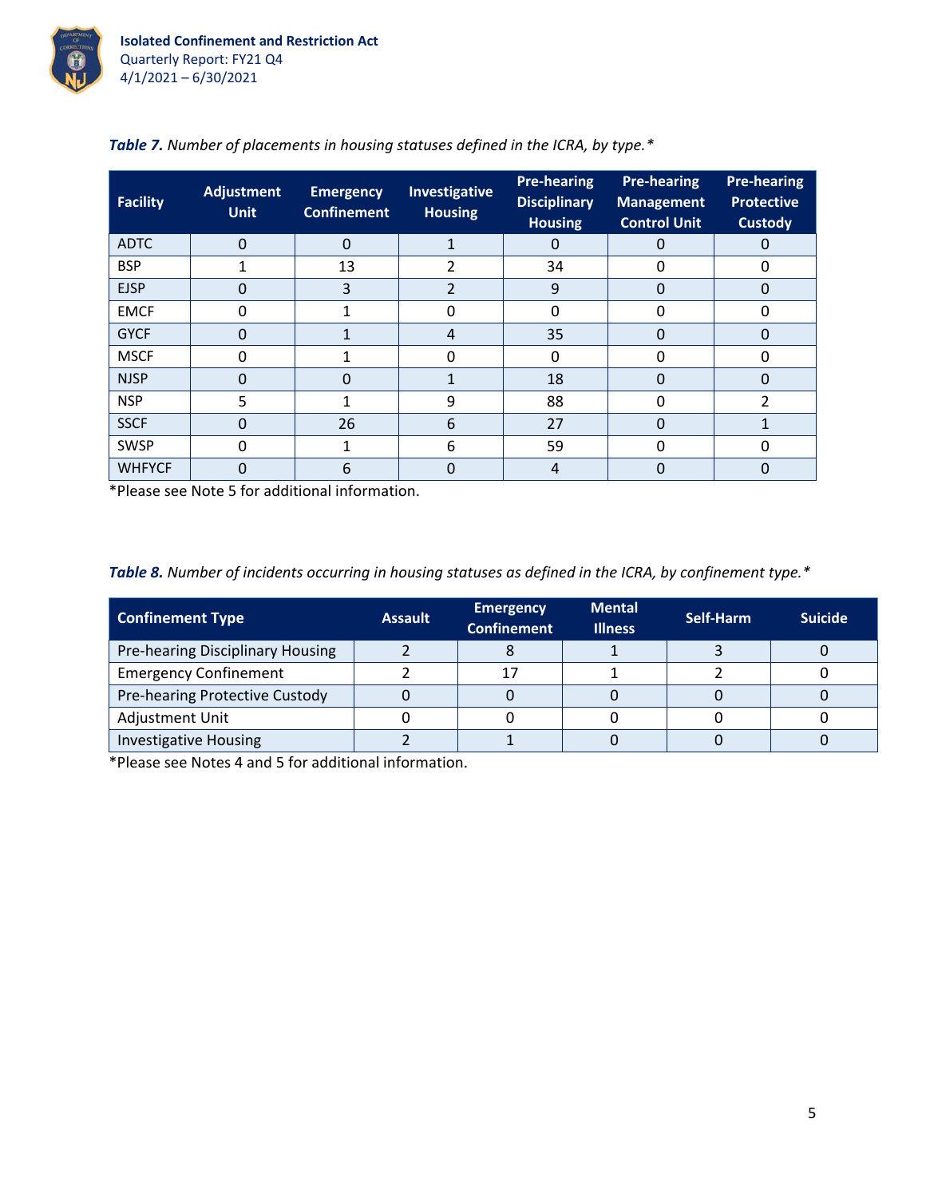*Table 7. Number of placements in housing statuses defined in the ICRA, by type.**

| Facility | Adjustment Unit | Emergency Confinement | Investigative Housing | Pre-hearing Disciplinary Housing | Pre-hearing Management Control Unit | Pre-hearing Protective Custody |
|---|---|---|---|---|---|---|
| ADTC | 0 | 0 | 1 | 0 | 0 | 0 |
| BSP | 1 | 13 | 2 | 34 | 0 | 0 |
| EJSP | 0 | 3 | 2 | 9 | 0 | 0 |
| EMCF | 0 | 1 | 0 | 0 | 0 | 0 |
| GYCF | 0 | 1 | 4 | 35 | 0 | 0 |
| MSCF | 0 | 1 | 0 | 0 | 0 | 0 |
| NJSP | 0 | 0 | 1 | 18 | 0 | 0 |
| NSP | 5 | 1 | 9 | 88 | 0 | 2 |
| SSCF | 0 | 26 | 6 | 27 | 0 | 1 |
| SWSP | 0 | 1 | 6 | 59 | 0 | 0 |
| WHFYCF | 0 | 6 | 0 | 4 | 0 | 0 |

*Please see Note 5 for additional information.

*Table 8. Number of incidents occurring in housing statuses as defined in the ICRA, by confinement type.**

| Confinement Type | Assault | Emergency Confinement | Mental Illness | Self-Harm | Suicide |
|---|---|---|---|---|---|
| Pre-hearing Disciplinary Housing | 2 | 8 | 1 | 3 | 0 |
| Emergency Confinement | 2 | 17 | 1 | 2 | 0 |
| Pre-hearing Protective Custody | 0 | 0 | 0 | 0 | 0 |
| Adjustment Unit | 0 | 0 | 0 | 0 | 0 |
| Investigative Housing | 2 | 1 | 0 | 0 | 0 |

*Please see Notes 4 and 5 for additional information.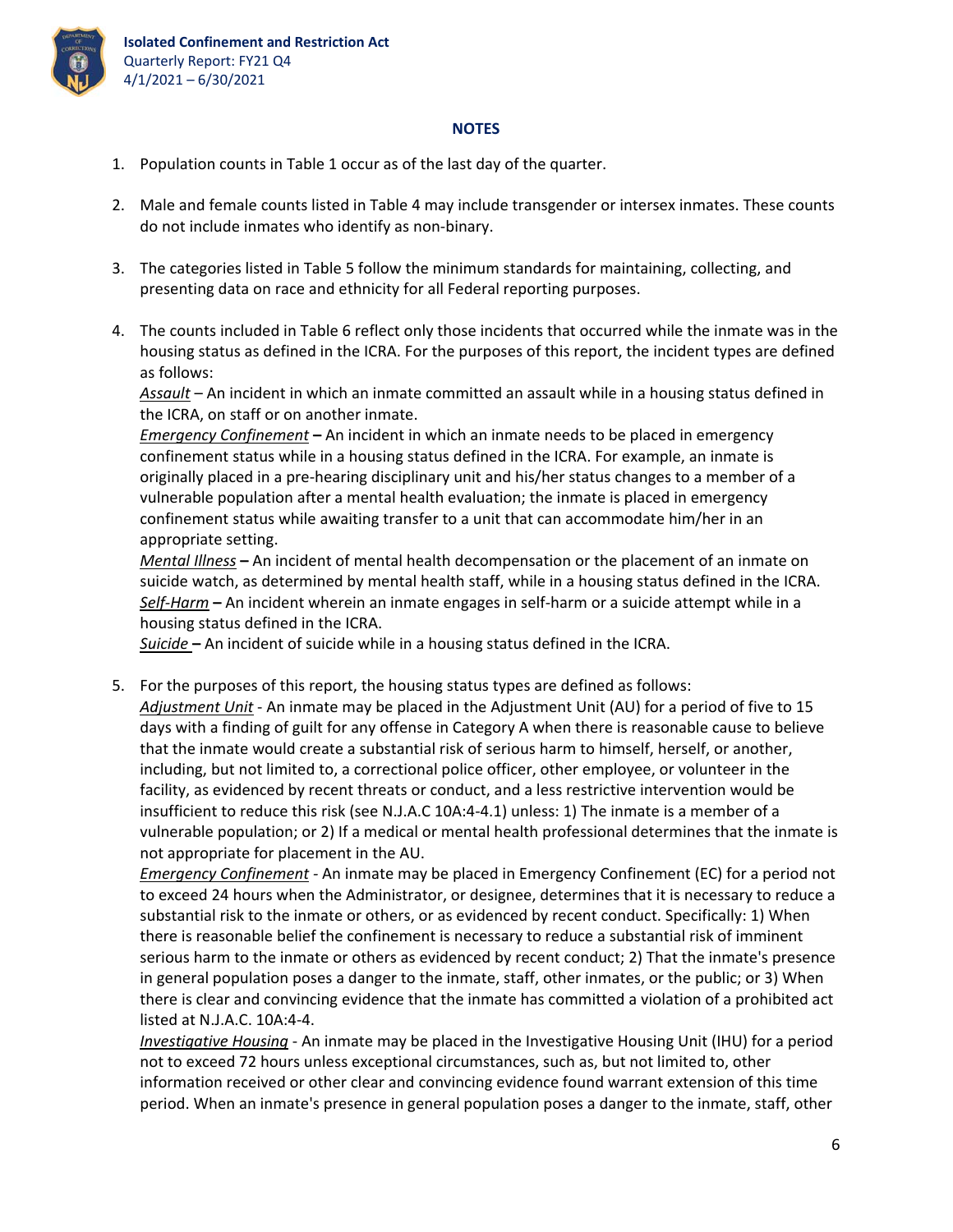## NOTES

1. Population counts in Table 1 occur as of the last day of the quarter.

2. Male and female counts listed in Table 4 may include transgender or intersex inmates. These counts do not include inmates who identify as non-binary.

3. The categories listed in Table 5 follow the minimum standards for maintaining, collecting, and presenting data on race and ethnicity for all Federal reporting purposes.

4. The counts included in Table 6 reflect only those incidents that occurred while the inmate was in the housing status as defined in the ICRA. For the purposes of this report, the incident types are defined as follows:
   *Assault* – An incident in which an inmate committed an assault while in a housing status defined in the ICRA, on staff or on another inmate.
   *Emergency Confinement* **–** An incident in which an inmate needs to be placed in emergency confinement status while in a housing status defined in the ICRA. For example, an inmate is originally placed in a pre-hearing disciplinary unit and his/her status changes to a member of a vulnerable population after a mental health evaluation; the inmate is placed in emergency confinement status while awaiting transfer to a unit that can accommodate him/her in an appropriate setting.
   *Mental Illness* **–** An incident of mental health decompensation or the placement of an inmate on suicide watch, as determined by mental health staff, while in a housing status defined in the ICRA.
   *Self-Harm* **–** An incident wherein an inmate engages in self-harm or a suicide attempt while in a housing status defined in the ICRA.
   *Suicide* **–** An incident of suicide while in a housing status defined in the ICRA.

5. For the purposes of this report, the housing status types are defined as follows:
   *Adjustment Unit* - An inmate may be placed in the Adjustment Unit (AU) for a period of five to 15 days with a finding of guilt for any offense in Category A when there is reasonable cause to believe that the inmate would create a substantial risk of serious harm to himself, herself, or another, including, but not limited to, a correctional police officer, other employee, or volunteer in the facility, as evidenced by recent threats or conduct, and a less restrictive intervention would be insufficient to reduce this risk (see N.J.A.C 10A:4-4.1) unless: 1) The inmate is a member of a vulnerable population; or 2) If a medical or mental health professional determines that the inmate is not appropriate for placement in the AU.
   *Emergency Confinement* - An inmate may be placed in Emergency Confinement (EC) for a period not to exceed 24 hours when the Administrator, or designee, determines that it is necessary to reduce a substantial risk to the inmate or others, or as evidenced by recent conduct. Specifically: 1) When there is reasonable belief the confinement is necessary to reduce a substantial risk of imminent serious harm to the inmate or others as evidenced by recent conduct; 2) That the inmate's presence in general population poses a danger to the inmate, staff, other inmates, or the public; or 3) When there is clear and convincing evidence that the inmate has committed a violation of a prohibited act listed at N.J.A.C. 10A:4-4.
   *Investigative Housing* - An inmate may be placed in the Investigative Housing Unit (IHU) for a period not to exceed 72 hours unless exceptional circumstances, such as, but not limited to, other information received or other clear and convincing evidence found warrant extension of this time period. When an inmate's presence in general population poses a danger to the inmate, staff, other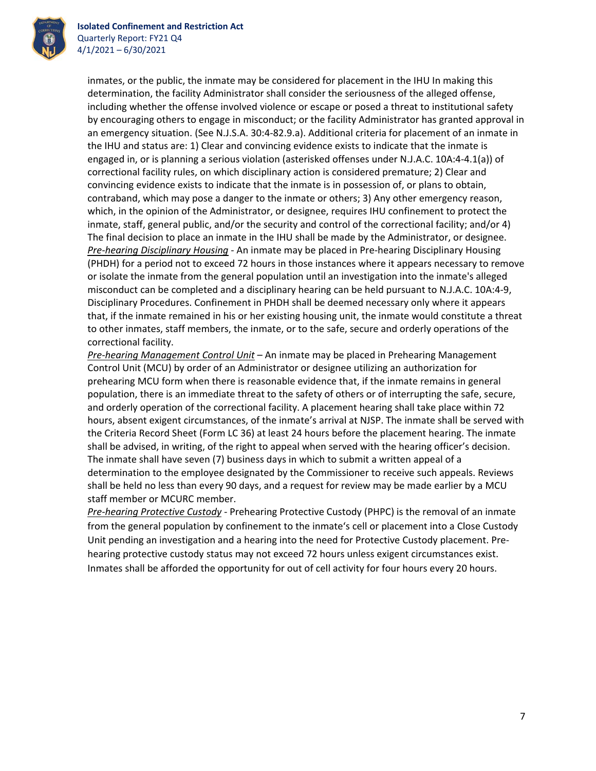inmates, or the public, the inmate may be considered for placement in the IHU In making this determination, the facility Administrator shall consider the seriousness of the alleged offense, including whether the offense involved violence or escape or posed a threat to institutional safety by encouraging others to engage in misconduct; or the facility Administrator has granted approval in an emergency situation. (See N.J.S.A. 30:4-82.9.a). Additional criteria for placement of an inmate in the IHU and status are: 1) Clear and convincing evidence exists to indicate that the inmate is engaged in, or is planning a serious violation (asterisked offenses under N.J.A.C. 10A:4-4.1(a)) of correctional facility rules, on which disciplinary action is considered premature; 2) Clear and convincing evidence exists to indicate that the inmate is in possession of, or plans to obtain, contraband, which may pose a danger to the inmate or others; 3) Any other emergency reason, which, in the opinion of the Administrator, or designee, requires IHU confinement to protect the inmate, staff, general public, and/or the security and control of the correctional facility; and/or 4) The final decision to place an inmate in the IHU shall be made by the Administrator, or designee.

*Pre-hearing Disciplinary Housing* - An inmate may be placed in Pre-hearing Disciplinary Housing (PHDH) for a period not to exceed 72 hours in those instances where it appears necessary to remove or isolate the inmate from the general population until an investigation into the inmate's alleged misconduct can be completed and a disciplinary hearing can be held pursuant to N.J.A.C. 10A:4-9, Disciplinary Procedures. Confinement in PHDH shall be deemed necessary only where it appears that, if the inmate remained in his or her existing housing unit, the inmate would constitute a threat to other inmates, staff members, the inmate, or to the safe, secure and orderly operations of the correctional facility.

*Pre-hearing Management Control Unit* – An inmate may be placed in Prehearing Management Control Unit (MCU) by order of an Administrator or designee utilizing an authorization for prehearing MCU form when there is reasonable evidence that, if the inmate remains in general population, there is an immediate threat to the safety of others or of interrupting the safe, secure, and orderly operation of the correctional facility. A placement hearing shall take place within 72 hours, absent exigent circumstances, of the inmate's arrival at NJSP. The inmate shall be served with the Criteria Record Sheet (Form LC 36) at least 24 hours before the placement hearing. The inmate shall be advised, in writing, of the right to appeal when served with the hearing officer's decision. The inmate shall have seven (7) business days in which to submit a written appeal of a determination to the employee designated by the Commissioner to receive such appeals. Reviews shall be held no less than every 90 days, and a request for review may be made earlier by a MCU staff member or MCURC member.

*Pre-hearing Protective Custody* - Prehearing Protective Custody (PHPC) is the removal of an inmate from the general population by confinement to the inmate's cell or placement into a Close Custody Unit pending an investigation and a hearing into the need for Protective Custody placement. Pre-hearing protective custody status may not exceed 72 hours unless exigent circumstances exist. Inmates shall be afforded the opportunity for out of cell activity for four hours every 20 hours.